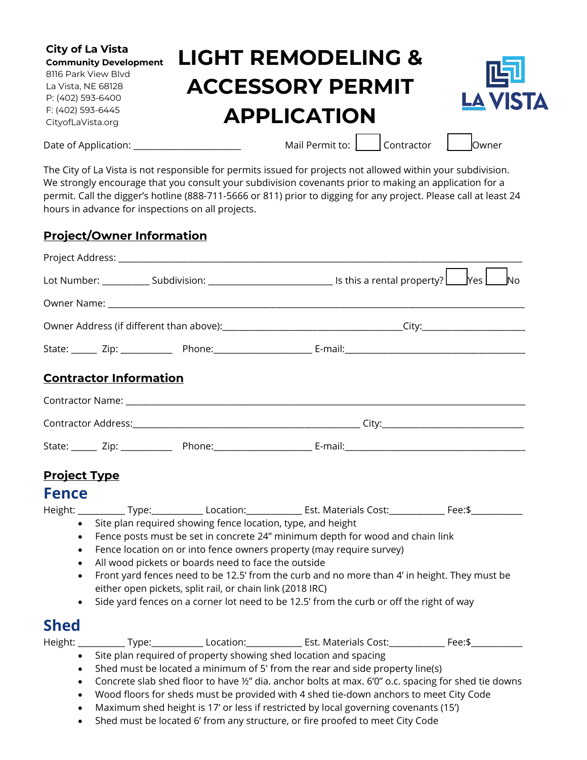**City of La Vista**
**Community Development**
8116 Park View Blvd
La Vista, NE 68128
P: (402) 593-6400
F: (402) 593-6445
CityofLaVista.org

# LIGHT REMODELING & ACCESSORY PERMIT APPLICATION

LA VISTA

Date of Application: ______________________ Mail Permit to: ☐ Contractor ☐ Owner

The City of La Vista is not responsible for permits issued for projects not allowed within your subdivision. We strongly encourage that you consult your subdivision covenants prior to making an application for a permit. Call the digger's hotline (888-711-5666 or 811) prior to digging for any project. Please call at least 24 hours in advance for inspections on all projects.

## Project/Owner Information

Project Address: ______________________________________________________________

Lot Number: _________ Subdivision: ________________________ Is this a rental property? ☐ Yes ☐ No

Owner Name: _________________________________________________________________

Owner Address (if different than above):____________________________________City:_____________________

State: _____ Zip: __________ Phone:____________________ E-mail:_____________________________________

## Contractor Information

Contractor Name: _____________________________________________________________

Contractor Address:_____________________________________________ City:____________________________

State: _____ Zip: __________ Phone:____________________ E-mail:_____________________________________

## Project Type

### Fence

Height: _________ Type:__________ Location:___________ Est. Materials Cost:___________ Fee:$__________

- Site plan required showing fence location, type, and height
- Fence posts must be set in concrete 24" minimum depth for wood and chain link
- Fence location on or into fence owners property (may require survey)
- All wood pickets or boards need to face the outside
- Front yard fences need to be 12.5' from the curb and no more than 4' in height. They must be either open pickets, split rail, or chain link (2018 IRC)
- Side yard fences on a corner lot need to be 12.5' from the curb or off the right of way

### Shed

Height: _________ Type:__________ Location:___________ Est. Materials Cost:___________ Fee:$__________

- Site plan required of property showing shed location and spacing
- Shed must be located a minimum of 5' from the rear and side property line(s)
- Concrete slab shed floor to have ½" dia. anchor bolts at max. 6'0" o.c. spacing for shed tie downs
- Wood floors for sheds must be provided with 4 shed tie-down anchors to meet City Code
- Maximum shed height is 17' or less if restricted by local governing covenants (15')
- Shed must be located 6' from any structure, or fire proofed to meet City Code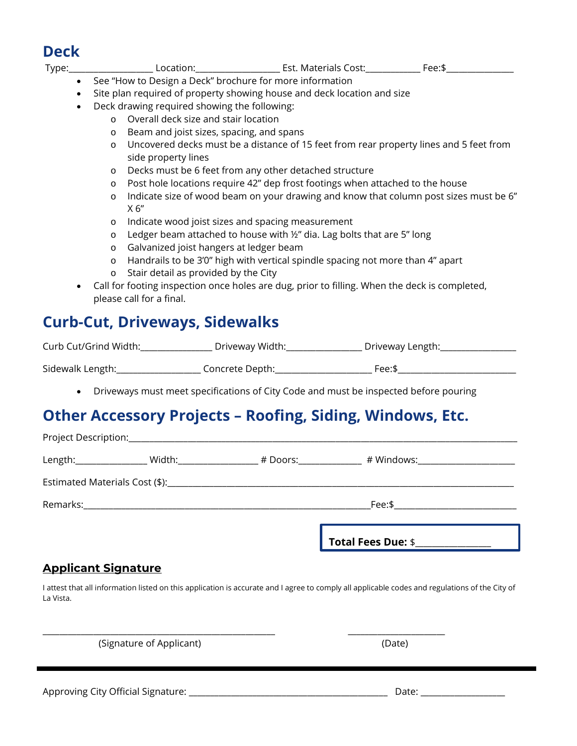## Deck

Type:__________________ Location:__________________ Est. Materials Cost:____________ Fee:$_______________

- See "How to Design a Deck" brochure for more information
- Site plan required of property showing house and deck location and size
- Deck drawing required showing the following:
    - Overall deck size and stair location
    - Beam and joist sizes, spacing, and spans
    - Uncovered decks must be a distance of 15 feet from rear property lines and 5 feet from side property lines
    - Decks must be 6 feet from any other detached structure
    - Post hole locations require 42" dep frost footings when attached to the house
    - Indicate size of wood beam on your drawing and know that column post sizes must be 6" X 6"
    - Indicate wood joist sizes and spacing measurement
    - Ledger beam attached to house with ½" dia. Lag bolts that are 5" long
    - Galvanized joist hangers at ledger beam
    - Handrails to be 3'0" high with vertical spindle spacing not more than 4" apart
    - Stair detail as provided by the City
- Call for footing inspection once holes are dug, prior to filling. When the deck is completed, please call for a final.

## Curb-Cut, Driveways, Sidewalks

Curb Cut/Grind Width:________________ Driveway Width:________________ Driveway Length:________________

Sidewalk Length:__________________ Concrete Depth:_____________________ Fee:$__________________________

- Driveways must meet specifications of City Code and must be inspected before pouring

## Other Accessory Projects – Roofing, Siding, Windows, Etc.

Project Description:___________________________________________________________________________________________

Length:________________ Width:_________________ # Doors:______________ # Windows:______________________

Estimated Materials Cost ($):______________________________________________________________________________

Remarks:_________________________________________________________________Fee:$__________________________

**Total Fees Due:** $________________

### Applicant Signature

I attest that all information listed on this application is accurate and I agree to comply all applicable codes and regulations of the City of La Vista.

_____________________________________________________ (Signature of Applicant)

______________________ (Date)

Approving City Official Signature: _____________________________________________ Date: ___________________